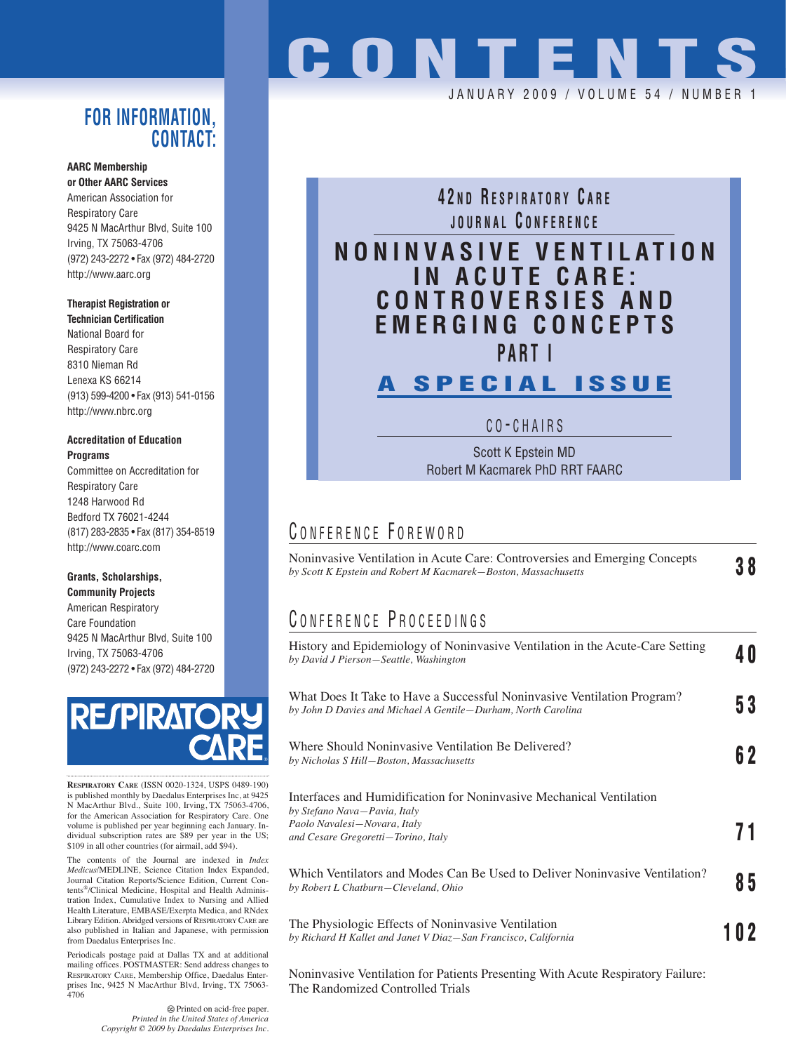# CONTENTS

JANUARY 2009 / VOLUME 54 / NUMBER 1

## FOR INFORMATION, CONTACT:

**AARC Membership or Other AARC Services**
American Association for Respiratory Care
9425 N MacArthur Blvd, Suite 100
Irving, TX 75063-4706
(972) 243-2272 • Fax (972) 484-2720
http://www.aarc.org

**Therapist Registration or Technician Certification**
National Board for Respiratory Care
8310 Nieman Rd
Lenexa KS 66214
(913) 599-4200 • Fax (913) 541-0156
http://www.nbrc.org

**Accreditation of Education Programs**
Committee on Accreditation for Respiratory Care
1248 Harwood Rd
Bedford TX 76021-4244
(817) 283-2835 • Fax (817) 354-8519
http://www.coarc.com

**Grants, Scholarships, Community Projects**
American Respiratory Care Foundation
9425 N MacArthur Blvd, Suite 100
Irving, TX 75063-4706
(972) 243-2272 • Fax (972) 484-2720

RESPIRATORY CARE

RESPIRATORY CARE (ISSN 0020-1324, USPS 0489-190) is published monthly by Daedalus Enterprises Inc, at 9425 N MacArthur Blvd., Suite 100, Irving, TX 75063-4706, for the American Association for Respiratory Care. One volume is published per year beginning each January. Individual subscription rates are $89 per year in the US; $109 in all other countries (for airmail, add $94).

The contents of the Journal are indexed in *Index Medicus*/MEDLINE, Science Citation Index Expanded, Journal Citation Reports/Science Edition, Current Contents®/Clinical Medicine, Hospital and Health Administration Index, Cumulative Index to Nursing and Allied Health Literature, EMBASE/Exerpta Medica, and RNdex Library Edition. Abridged versions of RESPIRATORY CARE are also published in Italian and Japanese, with permission from Daedalus Enterprises Inc.

Periodicals postage paid at Dallas TX and at additional mailing offices. POSTMASTER: Send address changes to RESPIRATORY CARE, Membership Office, Daedalus Enterprises Inc, 9425 N MacArthur Blvd, Irving, TX 75063-4706

Printed on acid-free paper.
*Printed in the United States of America*
*Copyright © 2009 by Daedalus Enterprises Inc.*

## 42ND RESPIRATORY CARE JOURNAL CONFERENCE

## NONINVASIVE VENTILATION IN ACUTE CARE: CONTROVERSIES AND EMERGING CONCEPTS PART I

## A SPECIAL ISSUE

CO-CHAIRS

Scott K Epstein MD
Robert M Kacmarek PhD RRT FAARC

## CONFERENCE FOREWORD

Noninvasive Ventilation in Acute Care: Controversies and Emerging Concepts — **38**
*by Scott K Epstein and Robert M Kacmarek—Boston, Massachusetts*

## CONFERENCE PROCEEDINGS

History and Epidemiology of Noninvasive Ventilation in the Acute-Care Setting — **40**
*by David J Pierson—Seattle, Washington*

What Does It Take to Have a Successful Noninvasive Ventilation Program? — **53**
*by John D Davies and Michael A Gentile—Durham, North Carolina*

Where Should Noninvasive Ventilation Be Delivered? — **62**
*by Nicholas S Hill—Boston, Massachusetts*

Interfaces and Humidification for Noninvasive Mechanical Ventilation — **71**
*by Stefano Nava—Pavia, Italy*
*Paolo Navalesi—Novara, Italy*
*and Cesare Gregoretti—Torino, Italy*

Which Ventilators and Modes Can Be Used to Deliver Noninvasive Ventilation? — **85**
*by Robert L Chatburn—Cleveland, Ohio*

The Physiologic Effects of Noninvasive Ventilation — **102**
*by Richard H Kallet and Janet V Diaz—San Francisco, California*

Noninvasive Ventilation for Patients Presenting With Acute Respiratory Failure: The Randomized Controlled Trials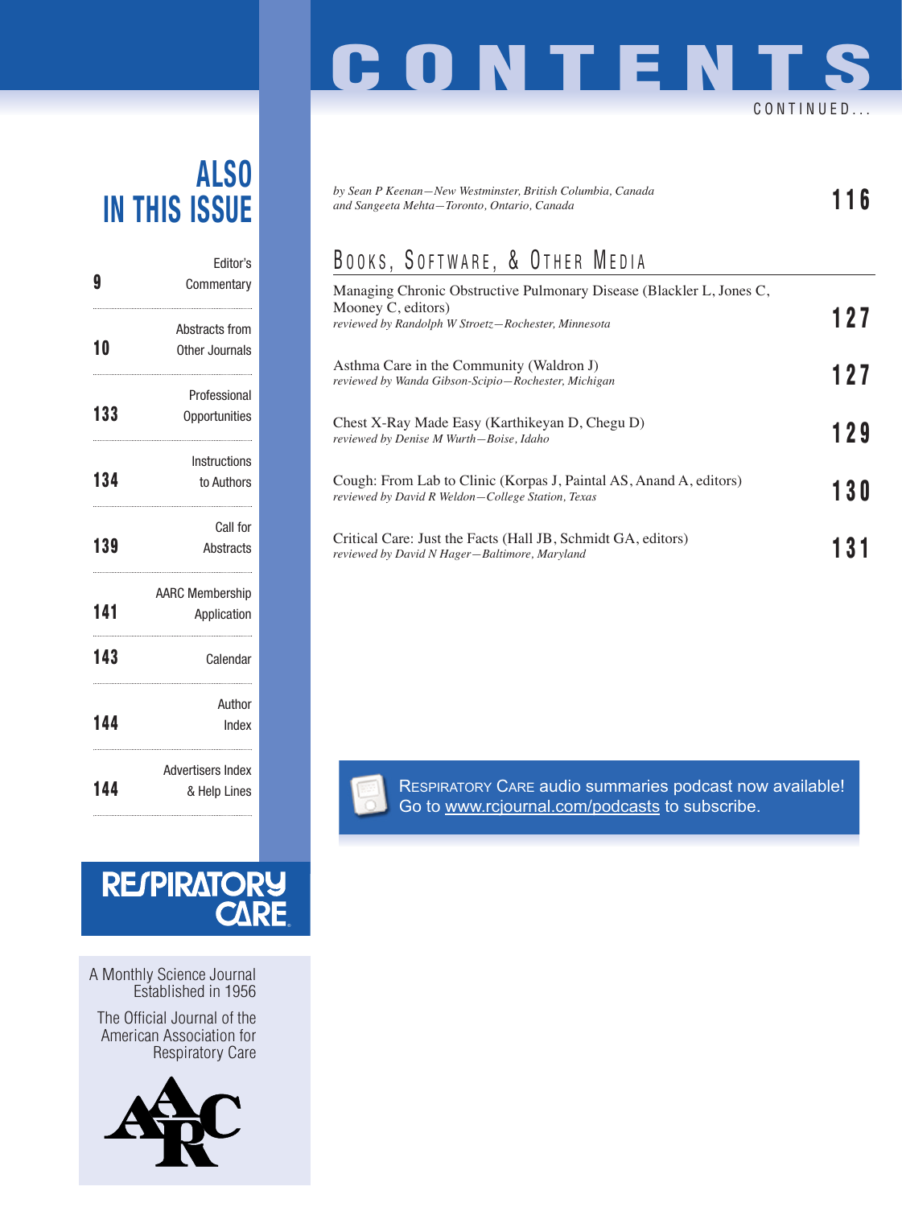# CONTENTS

CONTINUED...

## ALSO IN THIS ISSUE

| | |
|---|---|
| 9 | Editor's Commentary |
| 10 | Abstracts from Other Journals |
| 133 | Professional Opportunities |
| 134 | Instructions to Authors |
| 139 | Call for Abstracts |
| 141 | AARC Membership Application |
| 143 | Calendar |
| 144 | Author Index |
| 144 | Advertisers Index & Help Lines |

*by Sean P Keenan—New Westminster, British Columbia, Canada and Sangeeta Mehta—Toronto, Ontario, Canada* **116**

## Books, Software, & Other Media

Managing Chronic Obstructive Pulmonary Disease (Blackler L, Jones C, Mooney C, editors)
*reviewed by Randolph W Stroetz—Rochester, Minnesota* **127**

Asthma Care in the Community (Waldron J)
*reviewed by Wanda Gibson-Scipio—Rochester, Michigan* **127**

Chest X-Ray Made Easy (Karthikeyan D, Chegu D)
*reviewed by Denise M Wurth—Boise, Idaho* **129**

Cough: From Lab to Clinic (Korpas J, Paintal AS, Anand A, editors)
*reviewed by David R Weldon—College Station, Texas* **130**

Critical Care: Just the Facts (Hall JB, Schmidt GA, editors)
*reviewed by David N Hager—Baltimore, Maryland* **131**

Respiratory Care audio summaries podcast now available! Go to www.rcjournal.com/podcasts to subscribe.

RESPIRATORY CARE

A Monthly Science Journal Established in 1956

The Official Journal of the American Association for Respiratory Care

AARC